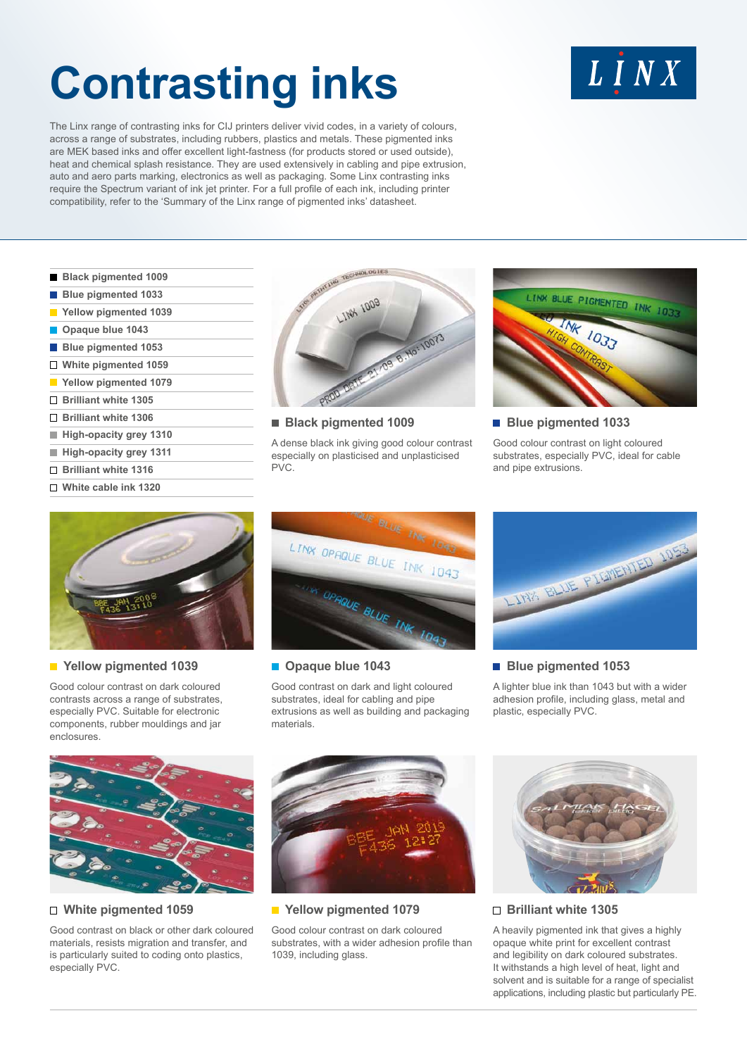# Contrasting inks

The Linx range of contrasting inks for CIJ printers deliver vivid codes, in a variety of colours, across a range of substrates, including rubbers, plastics and metals. These pigmented inks are MEK based inks and offer excellent light-fastness (for products stored or used outside), heat and chemical splash resistance. They are used extensively in cabling and pipe extrusion, auto and aero parts marking, electronics as well as packaging. Some Linx contrasting inks require the Spectrum variant of ink jet printer. For a full profile of each ink, including printer compatibility, refer to the 'Summary of the Linx range of pigmented inks' datasheet.

- Black pigmented 1009
- Blue pigmented 1033
- Yellow pigmented 1039
- Opaque blue 1043
- Blue pigmented 1053
- White pigmented 1059
- Yellow pigmented 1079
- Brilliant white 1305
- Brilliant white 1306
- High-opacity grey 1310
- High-opacity grey 1311
- Brilliant white 1316
- White cable ink 1320

### Black pigmented 1009

A dense black ink giving good colour contrast especially on plasticised and unplasticised PVC.

### Blue pigmented 1033

Good colour contrast on light coloured substrates, especially PVC, ideal for cable and pipe extrusions.

### Yellow pigmented 1039

Good colour contrast on dark coloured contrasts across a range of substrates, especially PVC. Suitable for electronic components, rubber mouldings and jar enclosures.

### Opaque blue 1043

Good contrast on dark and light coloured substrates, ideal for cabling and pipe extrusions as well as building and packaging materials.

### Blue pigmented 1053

A lighter blue ink than 1043 but with a wider adhesion profile, including glass, metal and plastic, especially PVC.

### White pigmented 1059

Good contrast on black or other dark coloured materials, resists migration and transfer, and is particularly suited to coding onto plastics, especially PVC.

### Yellow pigmented 1079

Good colour contrast on dark coloured substrates, with a wider adhesion profile than 1039, including glass.

### Brilliant white 1305

A heavily pigmented ink that gives a highly opaque white print for excellent contrast and legibility on dark coloured substrates. It withstands a high level of heat, light and solvent and is suitable for a range of specialist applications, including plastic but particularly PE.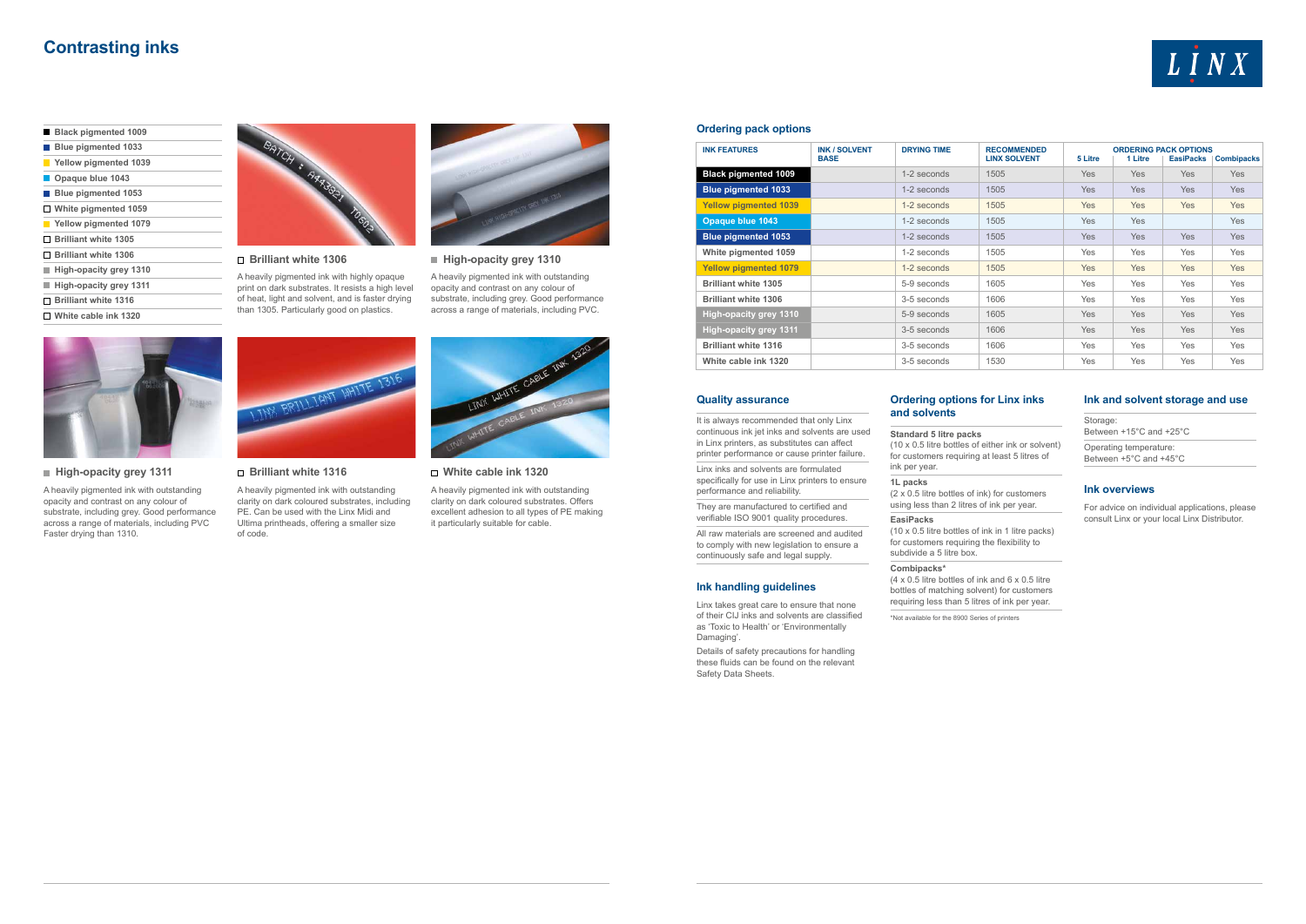# Contrasting inks

- ■ Black pigmented 1009
- ■ Blue pigmented 1033
- ■ Yellow pigmented 1039
- ■ Opaque blue 1043
- ■ Blue pigmented 1053
- □ White pigmented 1059
- ■ Yellow pigmented 1079
- □ Brilliant white 1305
- □ Brilliant white 1306
- ■ High-opacity grey 1310
- ■ High-opacity grey 1311
- □ Brilliant white 1316
- □ White cable ink 1320

### □ Brilliant white 1306

A heavily pigmented ink with highly opaque print on dark substrates. It resists a high level of heat, light and solvent, and is faster drying than 1305. Particularly good on plastics.

### ■ High-opacity grey 1310

A heavily pigmented ink with outstanding opacity and contrast on any colour of substrate, including grey. Good performance across a range of materials, including PVC.

### ■ High-opacity grey 1311

A heavily pigmented ink with outstanding opacity and contrast on any colour of substrate, including grey. Good performance across a range of materials, including PVC. Faster drying than 1310.

### □ Brilliant white 1316

A heavily pigmented ink with outstanding clarity on dark coloured substrates, including PE. Can be used with the Linx Midi and Ultima printheads, offering a smaller size of code.

### □ White cable ink 1320

A heavily pigmented ink with outstanding clarity on dark coloured substrates. Offers excellent adhesion to all types of PE making it particularly suitable for cable.

## Ordering pack options

| INK FEATURES | INK / SOLVENT BASE | DRYING TIME | RECOMMENDED LINX SOLVENT | ORDERING PACK OPTIONS | | | |
|---|---|---|---|---|---|---|---|
| | | | | 5 Litre | 1 Litre | EasiPacks | Combipacks |
| Black pigmented 1009 | | 1-2 seconds | 1505 | Yes | Yes | Yes | Yes |
| Blue pigmented 1033 | | 1-2 seconds | 1505 | Yes | Yes | Yes | Yes |
| Yellow pigmented 1039 | | 1-2 seconds | 1505 | Yes | Yes | Yes | Yes |
| Opaque blue 1043 | | 1-2 seconds | 1505 | Yes | Yes | | Yes |
| Blue pigmented 1053 | | 1-2 seconds | 1505 | Yes | Yes | Yes | Yes |
| White pigmented 1059 | | 1-2 seconds | 1505 | Yes | Yes | Yes | Yes |
| Yellow pigmented 1079 | | 1-2 seconds | 1505 | Yes | Yes | Yes | Yes |
| Brilliant white 1305 | | 5-9 seconds | 1605 | Yes | Yes | Yes | Yes |
| Brilliant white 1306 | | 3-5 seconds | 1606 | Yes | Yes | Yes | Yes |
| High-opacity grey 1310 | | 5-9 seconds | 1605 | Yes | Yes | Yes | Yes |
| High-opacity grey 1311 | | 3-5 seconds | 1606 | Yes | Yes | Yes | Yes |
| Brilliant white 1316 | | 3-5 seconds | 1606 | Yes | Yes | Yes | Yes |
| White cable ink 1320 | | 3-5 seconds | 1530 | Yes | Yes | Yes | Yes |

## Quality assurance

It is always recommended that only Linx continuous ink jet inks and solvents are used in Linx printers, as substitutes can affect printer performance or cause printer failure.

Linx inks and solvents are formulated specifically for use in Linx printers to ensure performance and reliability.

They are manufactured to certified and verifiable ISO 9001 quality procedures.

All raw materials are screened and audited to comply with new legislation to ensure a continuously safe and legal supply.

## Ink handling guidelines

Linx takes great care to ensure that none of their CIJ inks and solvents are classified as 'Toxic to Health' or 'Environmentally Damaging'.

Details of safety precautions for handling these fluids can be found on the relevant Safety Data Sheets.

## Ordering options for Linx inks and solvents

**Standard 5 litre packs**
(10 x 0.5 litre bottles of either ink or solvent) for customers requiring at least 5 litres of ink per year.

**1L packs**
(2 x 0.5 litre bottles of ink) for customers using less than 2 litres of ink per year.

**EasiPacks**
(10 x 0.5 litre bottles of ink in 1 litre packs) for customers requiring the flexibility to subdivide a 5 litre box.

**Combipacks***
(4 x 0.5 litre bottles of ink and 6 x 0.5 litre bottles of matching solvent) for customers requiring less than 5 litres of ink per year.

*Not available for the 8900 Series of printers

## Ink and solvent storage and use

Storage:
Between +15°C and +25°C

Operating temperature:
Between +5°C and +45°C

## Ink overviews

For advice on individual applications, please consult Linx or your local Linx Distributor.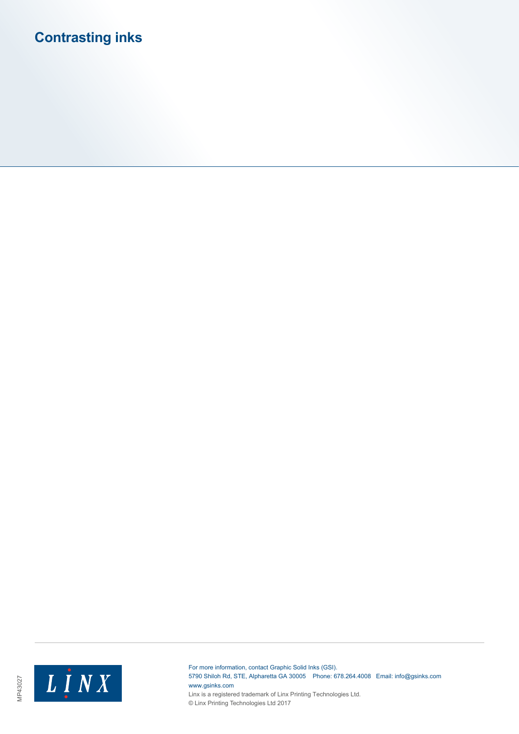# Contrasting inks

MP43027

LINX

For more information, contact Graphic Solid Inks (GSI).
5790 Shiloh Rd, STE, Alpharetta GA 30005 Phone: 678.264.4008 Email: info@gsinks.com
www.gsinks.com

Linx is a registered trademark of Linx Printing Technologies Ltd.
© Linx Printing Technologies Ltd 2017